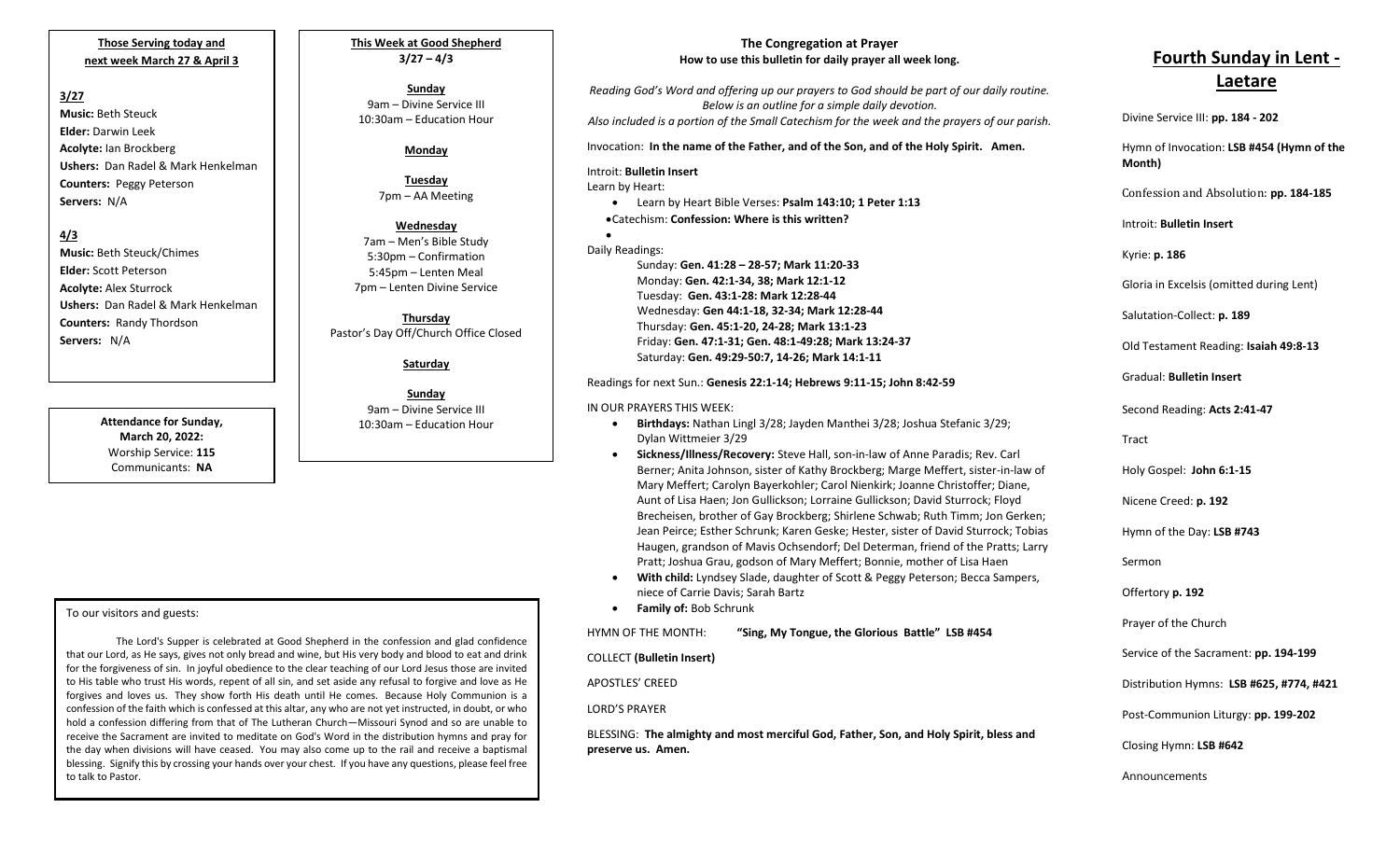## Those Serving today and next week March 27 & April 3

### 3/27

**Music:** Beth Steuck
**Elder:** Darwin Leek
**Acolyte:** Ian Brockberg
**Ushers:** Dan Radel & Mark Henkelman
**Counters:** Peggy Peterson
**Servers:** N/A

### 4/3

**Music:** Beth Steuck/Chimes
**Elder:** Scott Peterson
**Acolyte:** Alex Sturrock
**Ushers:** Dan Radel & Mark Henkelman
**Counters:** Randy Thordson
**Servers:** N/A

**Attendance for Sunday, March 20, 2022:**
Worship Service: **115**
Communicants: **NA**

## This Week at Good Shepherd
**3/27 – 4/3**

**Sunday**
9am – Divine Service III
10:30am – Education Hour

**Monday**

**Tuesday**
7pm – AA Meeting

**Wednesday**
7am – Men's Bible Study
5:30pm – Confirmation
5:45pm – Lenten Meal
7pm – Lenten Divine Service

**Thursday**
Pastor's Day Off/Church Office Closed

**Saturday**

**Sunday**
9am – Divine Service III
10:30am – Education Hour

To our visitors and guests:

The Lord's Supper is celebrated at Good Shepherd in the confession and glad confidence that our Lord, as He says, gives not only bread and wine, but His very body and blood to eat and drink for the forgiveness of sin. In joyful obedience to the clear teaching of our Lord Jesus those are invited to His table who trust His words, repent of all sin, and set aside any refusal to forgive and love as He forgives and loves us. They show forth His death until He comes. Because Holy Communion is a confession of the faith which is confessed at this altar, any who are not yet instructed, in doubt, or who hold a confession differing from that of The Lutheran Church—Missouri Synod and so are unable to receive the Sacrament are invited to meditate on God's Word in the distribution hymns and pray for the day when divisions will have ceased. You may also come up to the rail and receive a baptismal blessing. Signify this by crossing your hands over your chest. If you have any questions, please feel free to talk to Pastor.

## The Congregation at Prayer
**How to use this bulletin for daily prayer all week long.**

*Reading God's Word and offering up our prayers to God should be part of our daily routine. Below is an outline for a simple daily devotion. Also included is a portion of the Small Catechism for the week and the prayers of our parish.*

Invocation: **In the name of the Father, and of the Son, and of the Holy Spirit. Amen.**

Introit: **Bulletin Insert**

Learn by Heart:

- Learn by Heart Bible Verses: **Psalm 143:10; 1 Peter 1:13**
- Catechism: **Confession: Where is this written?**

Daily Readings:

Sunday: **Gen. 41:28 – 28-57; Mark 11:20-33**
Monday: **Gen. 42:1-34, 38; Mark 12:1-12**
Tuesday: **Gen. 43:1-28: Mark 12:28-44**
Wednesday: **Gen 44:1-18, 32-34; Mark 12:28-44**
Thursday: **Gen. 45:1-20, 24-28; Mark 13:1-23**
Friday: **Gen. 47:1-31; Gen. 48:1-49:28; Mark 13:24-37**
Saturday: **Gen. 49:29-50:7, 14-26; Mark 14:1-11**

Readings for next Sun.: **Genesis 22:1-14; Hebrews 9:11-15; John 8:42-59**

IN OUR PRAYERS THIS WEEK:

- **Birthdays:** Nathan Lingl 3/28; Jayden Manthei 3/28; Joshua Stefanic 3/29; Dylan Wittmeier 3/29
- **Sickness/Illness/Recovery:** Steve Hall, son-in-law of Anne Paradis; Rev. Carl Berner; Anita Johnson, sister of Kathy Brockberg; Marge Meffert, sister-in-law of Mary Meffert; Carolyn Bayerkohler; Carol Nienkirk; Joanne Christoffer; Diane, Aunt of Lisa Haen; Jon Gullickson; Lorraine Gullickson; David Sturrock; Floyd Brecheisen, brother of Gay Brockberg; Shirlene Schwab; Ruth Timm; Jon Gerken; Jean Peirce; Esther Schrunk; Karen Geske; Hester, sister of David Sturrock; Tobias Haugen, grandson of Mavis Ochsendorf; Del Determan, friend of the Pratts; Larry Pratt; Joshua Grau, godson of Mary Meffert; Bonnie, mother of Lisa Haen
- **With child:** Lyndsey Slade, daughter of Scott & Peggy Peterson; Becca Sampers, niece of Carrie Davis; Sarah Bartz
- **Family of:** Bob Schrunk

HYMN OF THE MONTH: **"Sing, My Tongue, the Glorious Battle" LSB #454**

COLLECT **(Bulletin Insert)**

APOSTLES' CREED

LORD'S PRAYER

BLESSING: **The almighty and most merciful God, Father, Son, and Holy Spirit, bless and preserve us. Amen.**

# Fourth Sunday in Lent - Laetare

Divine Service III: **pp. 184 - 202**

Hymn of Invocation: **LSB #454 (Hymn of the Month)**

Confession and Absolution: **pp. 184-185**

Introit: **Bulletin Insert**

Kyrie: **p. 186**

Gloria in Excelsis (omitted during Lent)

Salutation-Collect: **p. 189**

Old Testament Reading: **Isaiah 49:8-13**

Gradual: **Bulletin Insert**

Second Reading: **Acts 2:41-47**

Tract

Holy Gospel: **John 6:1-15**

Nicene Creed: **p. 192**

Hymn of the Day: **LSB #743**

Sermon

Offertory **p. 192**

Prayer of the Church

Service of the Sacrament: **pp. 194-199**

Distribution Hymns: **LSB #625, #774, #421**

Post-Communion Liturgy: **pp. 199-202**

Closing Hymn: **LSB #642**

Announcements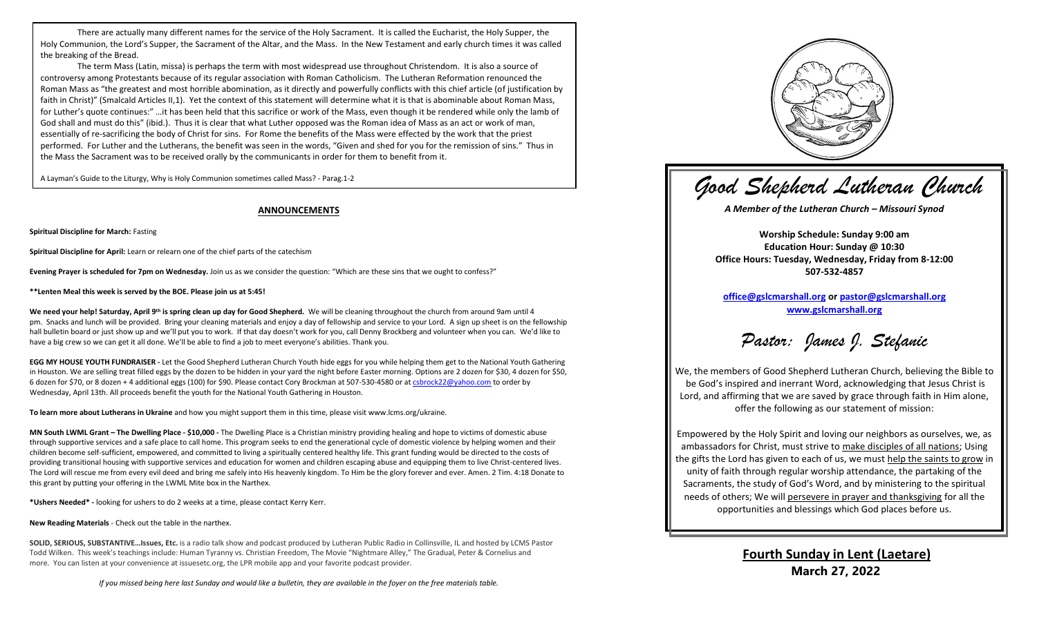There are actually many different names for the service of the Holy Sacrament. It is called the Eucharist, the Holy Supper, the Holy Communion, the Lord's Supper, the Sacrament of the Altar, and the Mass. In the New Testament and early church times it was called the breaking of the Bread.

The term Mass (Latin, missa) is perhaps the term with most widespread use throughout Christendom. It is also a source of controversy among Protestants because of its regular association with Roman Catholicism. The Lutheran Reformation renounced the Roman Mass as "the greatest and most horrible abomination, as it directly and powerfully conflicts with this chief article (of justification by faith in Christ)" (Smalcald Articles II,1). Yet the context of this statement will determine what it is that is abominable about Roman Mass, for Luther's quote continues:" …it has been held that this sacrifice or work of the Mass, even though it be rendered while only the lamb of God shall and must do this" (ibid.). Thus it is clear that what Luther opposed was the Roman idea of Mass as an act or work of man, essentially of re-sacrificing the body of Christ for sins. For Rome the benefits of the Mass were effected by the work that the priest performed. For Luther and the Lutherans, the benefit was seen in the words, "Given and shed for you for the remission of sins." Thus in the Mass the Sacrament was to be received orally by the communicants in order for them to benefit from it.

A Layman's Guide to the Liturgy, Why is Holy Communion sometimes called Mass? - Parag.1-2

## ANNOUNCEMENTS

**Spiritual Discipline for March:** Fasting

**Spiritual Discipline for April:** Learn or relearn one of the chief parts of the catechism

**Evening Prayer is scheduled for 7pm on Wednesday.** Join us as we consider the question: "Which are these sins that we ought to confess?"

**\*\*Lenten Meal this week is served by the BOE. Please join us at 5:45!**

**We need your help! Saturday, April 9th is spring clean up day for Good Shepherd.** We will be cleaning throughout the church from around 9am until 4 pm. Snacks and lunch will be provided. Bring your cleaning materials and enjoy a day of fellowship and service to your Lord. A sign up sheet is on the fellowship hall bulletin board or just show up and we'll put you to work. If that day doesn't work for you, call Denny Brockberg and volunteer when you can. We'd like to have a big crew so we can get it all done. We'll be able to find a job to meet everyone's abilities. Thank you.

**EGG MY HOUSE YOUTH FUNDRAISER -** Let the Good Shepherd Lutheran Church Youth hide eggs for you while helping them get to the National Youth Gathering in Houston. We are selling treat filled eggs by the dozen to be hidden in your yard the night before Easter morning. Options are 2 dozen for $30, 4 dozen for $50, 6 dozen for $70, or 8 dozen + 4 additional eggs (100) for $90. Please contact Cory Brockman at 507-530-4580 or at csbrock22@yahoo.com to order by Wednesday, April 13th. All proceeds benefit the youth for the National Youth Gathering in Houston.

**To learn more about Lutherans in Ukraine** and how you might support them in this time, please visit www.lcms.org/ukraine.

**MN South LWML Grant – The Dwelling Place - $10,000 -** The Dwelling Place is a Christian ministry providing healing and hope to victims of domestic abuse through supportive services and a safe place to call home. This program seeks to end the generational cycle of domestic violence by helping women and their children become self-sufficient, empowered, and committed to living a spiritually centered healthy life. This grant funding would be directed to the costs of providing transitional housing with supportive services and education for women and children escaping abuse and equipping them to live Christ-centered lives. The Lord will rescue me from every evil deed and bring me safely into His heavenly kingdom. To Him be the glory forever and ever. Amen. 2 Tim. 4:18 Donate to this grant by putting your offering in the LWML Mite box in the Narthex.

**\*Ushers Needed\* -** looking for ushers to do 2 weeks at a time, please contact Kerry Kerr.

**New Reading Materials** - Check out the table in the narthex.

**SOLID, SERIOUS, SUBSTANTIVE…Issues, Etc.** is a radio talk show and podcast produced by Lutheran Public Radio in Collinsville, IL and hosted by LCMS Pastor Todd Wilken. This week's teachings include: Human Tyranny vs. Christian Freedom, The Movie "Nightmare Alley," The Gradual, Peter & Cornelius and more. You can listen at your convenience at issuesetc.org, the LPR mobile app and your favorite podcast provider.

*If you missed being here last Sunday and would like a bulletin, they are available in the foyer on the free materials table.*

# *Good Shepherd Lutheran Church*

***A Member of the Lutheran Church – Missouri Synod***

**Worship Schedule: Sunday 9:00 am**
**Education Hour: Sunday @ 10:30**
**Office Hours: Tuesday, Wednesday, Friday from 8-12:00**
**507-532-4857**

**office@gslcmarshall.org or pastor@gslcmarshall.org**
**www.gslcmarshall.org**

*Pastor: James J. Stefanic*

We, the members of Good Shepherd Lutheran Church, believing the Bible to be God's inspired and inerrant Word, acknowledging that Jesus Christ is Lord, and affirming that we are saved by grace through faith in Him alone, offer the following as our statement of mission:

Empowered by the Holy Spirit and loving our neighbors as ourselves, we, as ambassadors for Christ, must strive to make disciples of all nations; Using the gifts the Lord has given to each of us, we must help the saints to grow in unity of faith through regular worship attendance, the partaking of the Sacraments, the study of God's Word, and by ministering to the spiritual needs of others; We will persevere in prayer and thanksgiving for all the opportunities and blessings which God places before us.

## Fourth Sunday in Lent (Laetare)
**March 27, 2022**